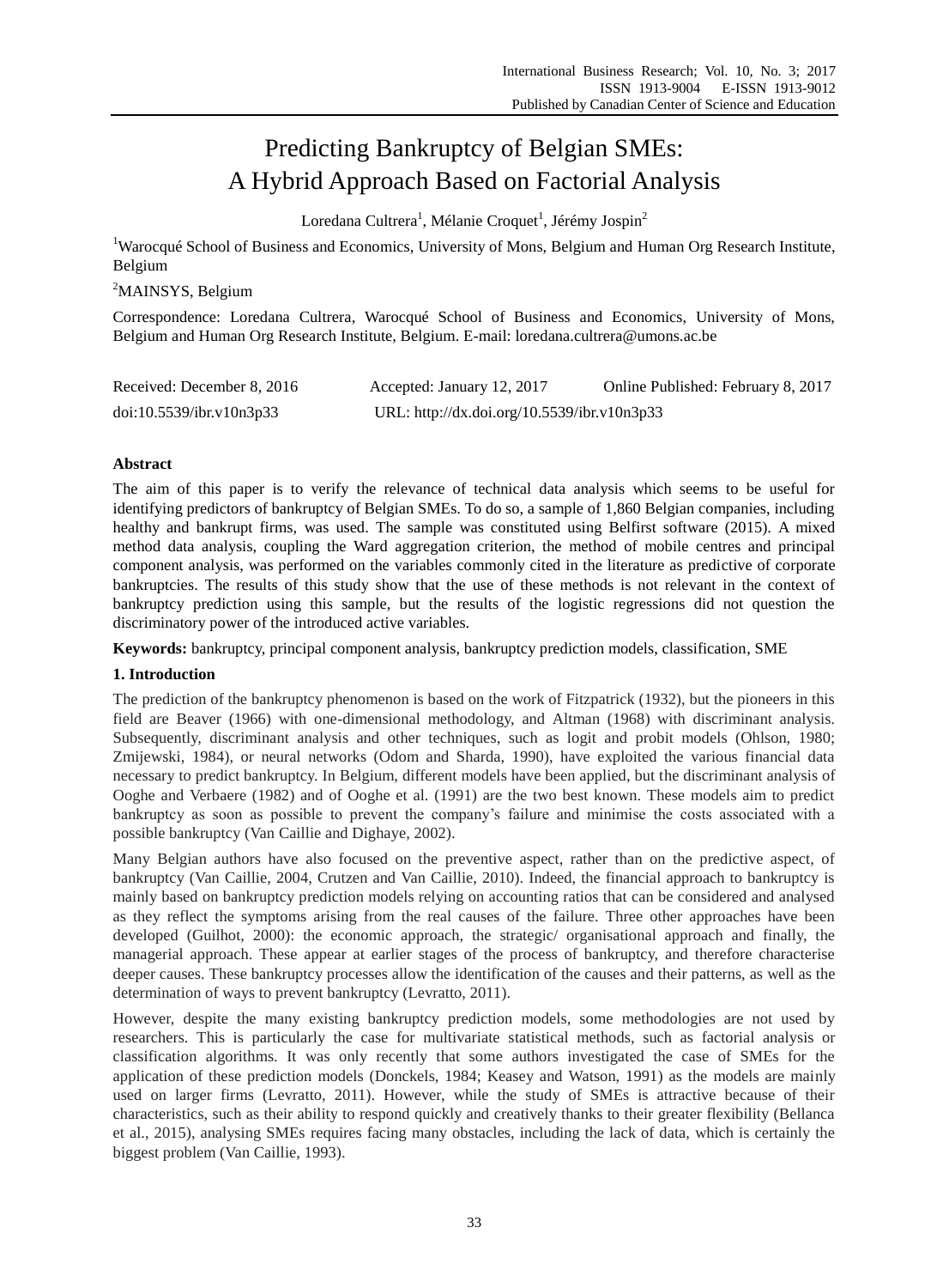# Predicting Bankruptcy of Belgian SMEs: A Hybrid Approach Based on Factorial Analysis

Loredana Cultrera[1], Mélanie Croquet[1], Jérémy Jospin[2]

[1]Warocqué School of Business and Economics, University of Mons, Belgium and Human Org Research Institute, Belgium

[2]MAINSYS, Belgium

Correspondence: Loredana Cultrera, Warocqué School of Business and Economics, University of Mons, Belgium and Human Org Research Institute, Belgium. E-mail: loredana.cultrera@umons.ac.be

Received: December 8, 2016  Accepted: January 12, 2017  Online Published: February 8, 2017

doi:10.5539/ibr.v10n3p33  URL: http://dx.doi.org/10.5539/ibr.v10n3p33

## Abstract

The aim of this paper is to verify the relevance of technical data analysis which seems to be useful for identifying predictors of bankruptcy of Belgian SMEs. To do so, a sample of 1,860 Belgian companies, including healthy and bankrupt firms, was used. The sample was constituted using Belfirst software (2015). A mixed method data analysis, coupling the Ward aggregation criterion, the method of mobile centres and principal component analysis, was performed on the variables commonly cited in the literature as predictive of corporate bankruptcies. The results of this study show that the use of these methods is not relevant in the context of bankruptcy prediction using this sample, but the results of the logistic regressions did not question the discriminatory power of the introduced active variables.

**Keywords:** bankruptcy, principal component analysis, bankruptcy prediction models, classification, SME

## 1. Introduction

The prediction of the bankruptcy phenomenon is based on the work of Fitzpatrick (1932), but the pioneers in this field are Beaver (1966) with one-dimensional methodology, and Altman (1968) with discriminant analysis. Subsequently, discriminant analysis and other techniques, such as logit and probit models (Ohlson, 1980; Zmijewski, 1984), or neural networks (Odom and Sharda, 1990), have exploited the various financial data necessary to predict bankruptcy. In Belgium, different models have been applied, but the discriminant analysis of Ooghe and Verbaere (1982) and of Ooghe et al. (1991) are the two best known. These models aim to predict bankruptcy as soon as possible to prevent the company's failure and minimise the costs associated with a possible bankruptcy (Van Caillie and Dighaye, 2002).

Many Belgian authors have also focused on the preventive aspect, rather than on the predictive aspect, of bankruptcy (Van Caillie, 2004, Crutzen and Van Caillie, 2010). Indeed, the financial approach to bankruptcy is mainly based on bankruptcy prediction models relying on accounting ratios that can be considered and analysed as they reflect the symptoms arising from the real causes of the failure. Three other approaches have been developed (Guilhot, 2000): the economic approach, the strategic/ organisational approach and finally, the managerial approach. These appear at earlier stages of the process of bankruptcy, and therefore characterise deeper causes. These bankruptcy processes allow the identification of the causes and their patterns, as well as the determination of ways to prevent bankruptcy (Levratto, 2011).

However, despite the many existing bankruptcy prediction models, some methodologies are not used by researchers. This is particularly the case for multivariate statistical methods, such as factorial analysis or classification algorithms. It was only recently that some authors investigated the case of SMEs for the application of these prediction models (Donckels, 1984; Keasey and Watson, 1991) as the models are mainly used on larger firms (Levratto, 2011). However, while the study of SMEs is attractive because of their characteristics, such as their ability to respond quickly and creatively thanks to their greater flexibility (Bellanca et al., 2015), analysing SMEs requires facing many obstacles, including the lack of data, which is certainly the biggest problem (Van Caillie, 1993).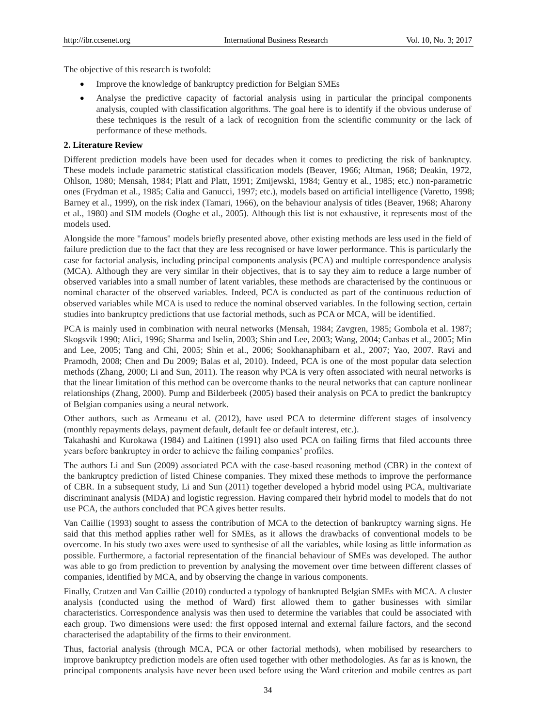The objective of this research is twofold:

- Improve the knowledge of bankruptcy prediction for Belgian SMEs
- Analyse the predictive capacity of factorial analysis using in particular the principal components analysis, coupled with classification algorithms. The goal here is to identify if the obvious underuse of these techniques is the result of a lack of recognition from the scientific community or the lack of performance of these methods.

## 2. Literature Review

Different prediction models have been used for decades when it comes to predicting the risk of bankruptcy. These models include parametric statistical classification models (Beaver, 1966; Altman, 1968; Deakin, 1972, Ohlson, 1980; Mensah, 1984; Platt and Platt, 1991; Zmijewski, 1984; Gentry et al., 1985; etc.) non-parametric ones (Frydman et al., 1985; Calia and Ganucci, 1997; etc.), models based on artificial intelligence (Varetto, 1998; Barney et al., 1999), on the risk index (Tamari, 1966), on the behaviour analysis of titles (Beaver, 1968; Aharony et al., 1980) and SIM models (Ooghe et al., 2005). Although this list is not exhaustive, it represents most of the models used.

Alongside the more "famous" models briefly presented above, other existing methods are less used in the field of failure prediction due to the fact that they are less recognised or have lower performance. This is particularly the case for factorial analysis, including principal components analysis (PCA) and multiple correspondence analysis (MCA). Although they are very similar in their objectives, that is to say they aim to reduce a large number of observed variables into a small number of latent variables, these methods are characterised by the continuous or nominal character of the observed variables. Indeed, PCA is conducted as part of the continuous reduction of observed variables while MCA is used to reduce the nominal observed variables. In the following section, certain studies into bankruptcy predictions that use factorial methods, such as PCA or MCA, will be identified.

PCA is mainly used in combination with neural networks (Mensah, 1984; Zavgren, 1985; Gombola et al. 1987; Skogsvik 1990; Alici, 1996; Sharma and Iselin, 2003; Shin and Lee, 2003; Wang, 2004; Canbas et al., 2005; Min and Lee, 2005; Tang and Chi, 2005; Shin et al., 2006; Sookhanaphibarn et al., 2007; Yao, 2007. Ravi and Pramodh, 2008; Chen and Du 2009; Balas et al, 2010). Indeed, PCA is one of the most popular data selection methods (Zhang, 2000; Li and Sun, 2011). The reason why PCA is very often associated with neural networks is that the linear limitation of this method can be overcome thanks to the neural networks that can capture nonlinear relationships (Zhang, 2000). Pump and Bilderbeek (2005) based their analysis on PCA to predict the bankruptcy of Belgian companies using a neural network.

Other authors, such as Armeanu et al. (2012), have used PCA to determine different stages of insolvency (monthly repayments delays, payment default, default fee or default interest, etc.).

Takahashi and Kurokawa (1984) and Laitinen (1991) also used PCA on failing firms that filed accounts three years before bankruptcy in order to achieve the failing companies' profiles.

The authors Li and Sun (2009) associated PCA with the case-based reasoning method (CBR) in the context of the bankruptcy prediction of listed Chinese companies. They mixed these methods to improve the performance of CBR. In a subsequent study, Li and Sun (2011) together developed a hybrid model using PCA, multivariate discriminant analysis (MDA) and logistic regression. Having compared their hybrid model to models that do not use PCA, the authors concluded that PCA gives better results.

Van Caillie (1993) sought to assess the contribution of MCA to the detection of bankruptcy warning signs. He said that this method applies rather well for SMEs, as it allows the drawbacks of conventional models to be overcome. In his study two axes were used to synthesise of all the variables, while losing as little information as possible. Furthermore, a factorial representation of the financial behaviour of SMEs was developed. The author was able to go from prediction to prevention by analysing the movement over time between different classes of companies, identified by MCA, and by observing the change in various components.

Finally, Crutzen and Van Caillie (2010) conducted a typology of bankrupted Belgian SMEs with MCA. A cluster analysis (conducted using the method of Ward) first allowed them to gather businesses with similar characteristics. Correspondence analysis was then used to determine the variables that could be associated with each group. Two dimensions were used: the first opposed internal and external failure factors, and the second characterised the adaptability of the firms to their environment.

Thus, factorial analysis (through MCA, PCA or other factorial methods), when mobilised by researchers to improve bankruptcy prediction models are often used together with other methodologies. As far as is known, the principal components analysis have never been used before using the Ward criterion and mobile centres as part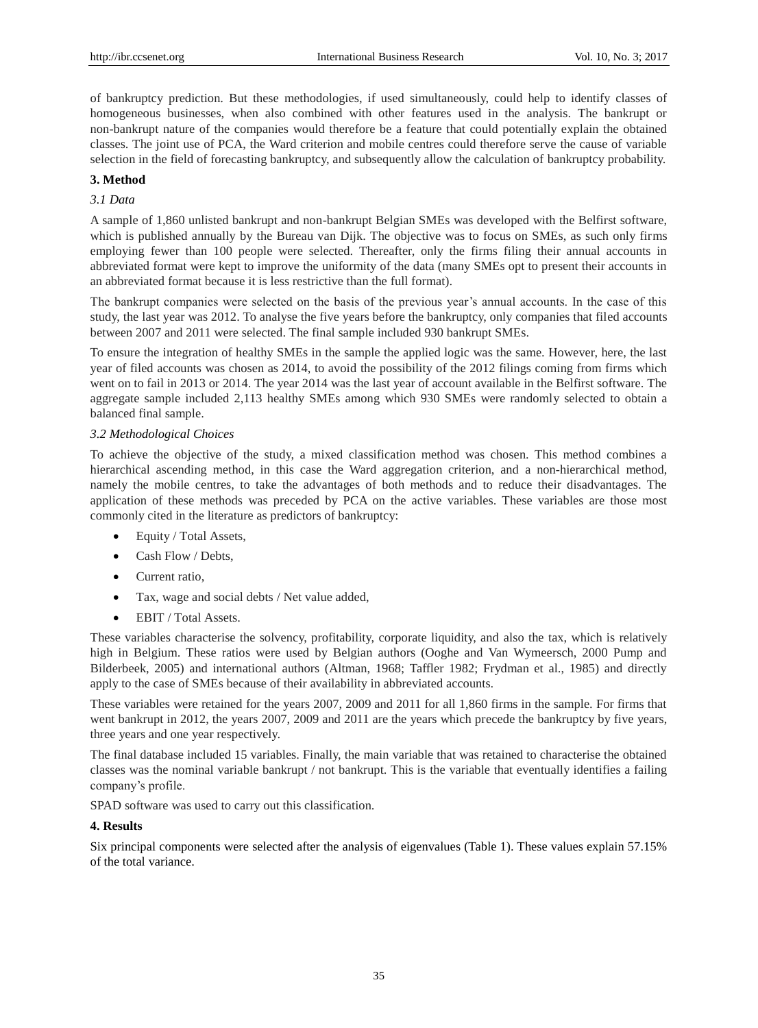of bankruptcy prediction. But these methodologies, if used simultaneously, could help to identify classes of homogeneous businesses, when also combined with other features used in the analysis. The bankrupt or non-bankrupt nature of the companies would therefore be a feature that could potentially explain the obtained classes. The joint use of PCA, the Ward criterion and mobile centres could therefore serve the cause of variable selection in the field of forecasting bankruptcy, and subsequently allow the calculation of bankruptcy probability.

## 3. Method

### *3.1 Data*

A sample of 1,860 unlisted bankrupt and non-bankrupt Belgian SMEs was developed with the Belfirst software, which is published annually by the Bureau van Dijk. The objective was to focus on SMEs, as such only firms employing fewer than 100 people were selected. Thereafter, only the firms filing their annual accounts in abbreviated format were kept to improve the uniformity of the data (many SMEs opt to present their accounts in an abbreviated format because it is less restrictive than the full format).

The bankrupt companies were selected on the basis of the previous year's annual accounts. In the case of this study, the last year was 2012. To analyse the five years before the bankruptcy, only companies that filed accounts between 2007 and 2011 were selected. The final sample included 930 bankrupt SMEs.

To ensure the integration of healthy SMEs in the sample the applied logic was the same. However, here, the last year of filed accounts was chosen as 2014, to avoid the possibility of the 2012 filings coming from firms which went on to fail in 2013 or 2014. The year 2014 was the last year of account available in the Belfirst software. The aggregate sample included 2,113 healthy SMEs among which 930 SMEs were randomly selected to obtain a balanced final sample.

### *3.2 Methodological Choices*

To achieve the objective of the study, a mixed classification method was chosen. This method combines a hierarchical ascending method, in this case the Ward aggregation criterion, and a non-hierarchical method, namely the mobile centres, to take the advantages of both methods and to reduce their disadvantages. The application of these methods was preceded by PCA on the active variables. These variables are those most commonly cited in the literature as predictors of bankruptcy:

- Equity / Total Assets,
- Cash Flow / Debts,
- Current ratio,
- Tax, wage and social debts / Net value added,
- EBIT / Total Assets.

These variables characterise the solvency, profitability, corporate liquidity, and also the tax, which is relatively high in Belgium. These ratios were used by Belgian authors (Ooghe and Van Wymeersch, 2000 Pump and Bilderbeek, 2005) and international authors (Altman, 1968; Taffler 1982; Frydman et al., 1985) and directly apply to the case of SMEs because of their availability in abbreviated accounts.

These variables were retained for the years 2007, 2009 and 2011 for all 1,860 firms in the sample. For firms that went bankrupt in 2012, the years 2007, 2009 and 2011 are the years which precede the bankruptcy by five years, three years and one year respectively.

The final database included 15 variables. Finally, the main variable that was retained to characterise the obtained classes was the nominal variable bankrupt / not bankrupt. This is the variable that eventually identifies a failing company's profile.

SPAD software was used to carry out this classification.

## 4. Results

Six principal components were selected after the analysis of eigenvalues (Table 1). These values explain 57.15% of the total variance.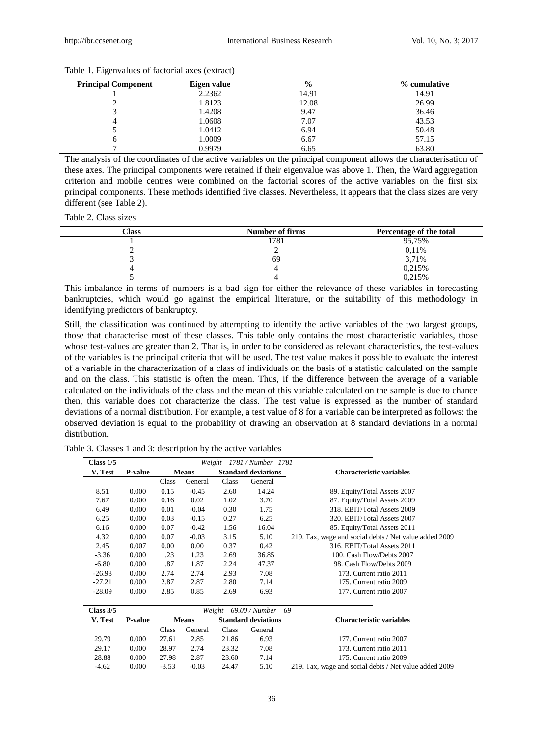Table 1. Eigenvalues of factorial axes (extract)

| Principal Component | Eigen value | % | % cumulative |
|---|---|---|---|
| 1 | 2.2362 | 14.91 | 14.91 |
| 2 | 1.8123 | 12.08 | 26.99 |
| 3 | 1.4208 | 9.47 | 36.46 |
| 4 | 1.0608 | 7.07 | 43.53 |
| 5 | 1.0412 | 6.94 | 50.48 |
| 6 | 1.0009 | 6.67 | 57.15 |
| 7 | 0.9979 | 6.65 | 63.80 |

The analysis of the coordinates of the active variables on the principal component allows the characterisation of these axes. The principal components were retained if their eigenvalue was above 1. Then, the Ward aggregation criterion and mobile centres were combined on the factorial scores of the active variables on the first six principal components. These methods identified five classes. Nevertheless, it appears that the class sizes are very different (see Table 2).

Table 2. Class sizes

| Class | Number of firms | Percentage of the total |
|---|---|---|
| 1 | 1781 | 95,75% |
| 2 | 2 | 0,11% |
| 3 | 69 | 3,71% |
| 4 | 4 | 0,215% |
| 5 | 4 | 0,215% |

This imbalance in terms of numbers is a bad sign for either the relevance of these variables in forecasting bankruptcies, which would go against the empirical literature, or the suitability of this methodology in identifying predictors of bankruptcy.

Still, the classification was continued by attempting to identify the active variables of the two largest groups, those that characterise most of these classes. This table only contains the most characteristic variables, those whose test-values are greater than 2. That is, in order to be considered as relevant characteristics, the test-values of the variables is the principal criteria that will be used. The test value makes it possible to evaluate the interest of a variable in the characterization of a class of individuals on the basis of a statistic calculated on the sample and on the class. This statistic is often the mean. Thus, if the difference between the average of a variable calculated on the individuals of the class and the mean of this variable calculated on the sample is due to chance then, this variable does not characterize the class. The test value is expressed as the number of standard deviations of a normal distribution. For example, a test value of 8 for a variable can be interpreted as follows: the observed deviation is equal to the probability of drawing an observation at 8 standard deviations in a normal distribution.

Table 3. Classes 1 and 3: description by the active variables

| Class 1/5 | | *Weight – 1781 / Number– 1781* | | | | |
|---|---|---|---|---|---|---|
| V. Test | P-value | Means | | Standard deviations | | Characteristic variables |
| | | Class | General | Class | General | |
| 8.51 | 0.000 | 0.15 | -0.45 | 2.60 | 14.24 | 89. Equity/Total Assets 2007 |
| 7.67 | 0.000 | 0.16 | 0.02 | 1.02 | 3.70 | 87. Equity/Total Assets 2009 |
| 6.49 | 0.000 | 0.01 | -0.04 | 0.30 | 1.75 | 318. EBIT/Total Assets 2009 |
| 6.25 | 0.000 | 0.03 | -0.15 | 0.27 | 6.25 | 320. EBIT/Total Assets 2007 |
| 6.16 | 0.000 | 0.07 | -0.42 | 1.56 | 16.04 | 85. Equity/Total Assets 2011 |
| 4.32 | 0.000 | 0.07 | -0.03 | 3.15 | 5.10 | 219. Tax, wage and social debts / Net value added 2009 |
| 2.45 | 0.007 | 0.00 | 0.00 | 0.37 | 0.42 | 316. EBIT/Total Assets 2011 |
| -3.36 | 0.000 | 1.23 | 1.23 | 2.69 | 36.85 | 100. Cash Flow/Debts 2007 |
| -6.80 | 0.000 | 1.87 | 1.87 | 2.24 | 47.37 | 98. Cash Flow/Debts 2009 |
| -26.98 | 0.000 | 2.74 | 2.74 | 2.93 | 7.08 | 173. Current ratio 2011 |
| -27.21 | 0.000 | 2.87 | 2.87 | 2.80 | 7.14 | 175. Current ratio 2009 |
| -28.09 | 0.000 | 2.85 | 0.85 | 2.69 | 6.93 | 177. Current ratio 2007 |

| Class 3/5 | | *Weight – 69.00 / Number – 69* | | | | |
|---|---|---|---|---|---|---|
| V. Test | P-value | Means | | Standard deviations | | Characteristic variables |
| | | Class | General | Class | General | |
| 29.79 | 0.000 | 27.61 | 2.85 | 21.86 | 6.93 | 177. Current ratio 2007 |
| 29.17 | 0.000 | 28.97 | 2.74 | 23.32 | 7.08 | 173. Current ratio 2011 |
| 28.88 | 0.000 | 27.98 | 2.87 | 23.60 | 7.14 | 175. Current ratio 2009 |
| -4.62 | 0.000 | -3.53 | -0.03 | 24.47 | 5.10 | 219. Tax, wage and social debts / Net value added 2009 |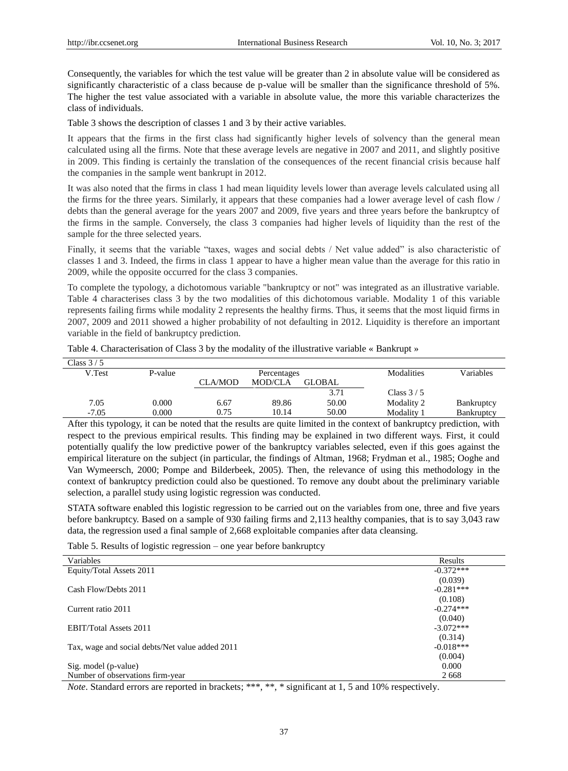Consequently, the variables for which the test value will be greater than 2 in absolute value will be considered as significantly characteristic of a class because de p-value will be smaller than the significance threshold of 5%. The higher the test value associated with a variable in absolute value, the more this variable characterizes the class of individuals.

Table 3 shows the description of classes 1 and 3 by their active variables.

It appears that the firms in the first class had significantly higher levels of solvency than the general mean calculated using all the firms. Note that these average levels are negative in 2007 and 2011, and slightly positive in 2009. This finding is certainly the translation of the consequences of the recent financial crisis because half the companies in the sample went bankrupt in 2012.

It was also noted that the firms in class 1 had mean liquidity levels lower than average levels calculated using all the firms for the three years. Similarly, it appears that these companies had a lower average level of cash flow / debts than the general average for the years 2007 and 2009, five years and three years before the bankruptcy of the firms in the sample. Conversely, the class 3 companies had higher levels of liquidity than the rest of the sample for the three selected years.

Finally, it seems that the variable "taxes, wages and social debts / Net value added" is also characteristic of classes 1 and 3. Indeed, the firms in class 1 appear to have a higher mean value than the average for this ratio in 2009, while the opposite occurred for the class 3 companies.

To complete the typology, a dichotomous variable "bankruptcy or not" was integrated as an illustrative variable. Table 4 characterises class 3 by the two modalities of this dichotomous variable. Modality 1 of this variable represents failing firms while modality 2 represents the healthy firms. Thus, it seems that the most liquid firms in 2007, 2009 and 2011 showed a higher probability of not defaulting in 2012. Liquidity is therefore an important variable in the field of bankruptcy prediction.

Table 4. Characterisation of Class 3 by the modality of the illustrative variable « Bankrupt »

| Class 3 / 5 | | | | | | |
|---|---|---|---|---|---|---|
| V.Test | P-value | Percentages | | | Modalities | Variables |
| | | CLA/MOD | MOD/CLA | GLOBAL | | |
| | | | | 3.71 | Class 3 / 5 | |
| 7.05 | 0.000 | 6.67 | 89.86 | 50.00 | Modality 2 | Bankruptcy |
| -7.05 | 0.000 | 0.75 | 10.14 | 50.00 | Modality 1 | Bankruptcy |

After this typology, it can be noted that the results are quite limited in the context of bankruptcy prediction, with respect to the previous empirical results. This finding may be explained in two different ways. First, it could potentially qualify the low predictive power of the bankruptcy variables selected, even if this goes against the empirical literature on the subject (in particular, the findings of Altman, 1968; Frydman et al., 1985; Ooghe and Van Wymeersch, 2000; Pompe and Bilderbeek, 2005). Then, the relevance of using this methodology in the context of bankruptcy prediction could also be questioned. To remove any doubt about the preliminary variable selection, a parallel study using logistic regression was conducted.

STATA software enabled this logistic regression to be carried out on the variables from one, three and five years before bankruptcy. Based on a sample of 930 failing firms and 2,113 healthy companies, that is to say 3,043 raw data, the regression used a final sample of 2,668 exploitable companies after data cleansing.

Table 5. Results of logistic regression – one year before bankruptcy

| Variables | Results |
|---|---|
| Equity/Total Assets 2011 | -0.372*** |
| | (0.039) |
| Cash Flow/Debts 2011 | -0.281*** |
| | (0.108) |
| Current ratio 2011 | -0.274*** |
| | (0.040) |
| EBIT/Total Assets 2011 | -3.072*** |
| | (0.314) |
| Tax, wage and social debts/Net value added 2011 | -0.018*** |
| | (0.004) |
| Sig. model (p-value) | 0.000 |
| Number of observations firm-year | 2 668 |

*Note*. Standard errors are reported in brackets; ***, **, * significant at 1, 5 and 10% respectively.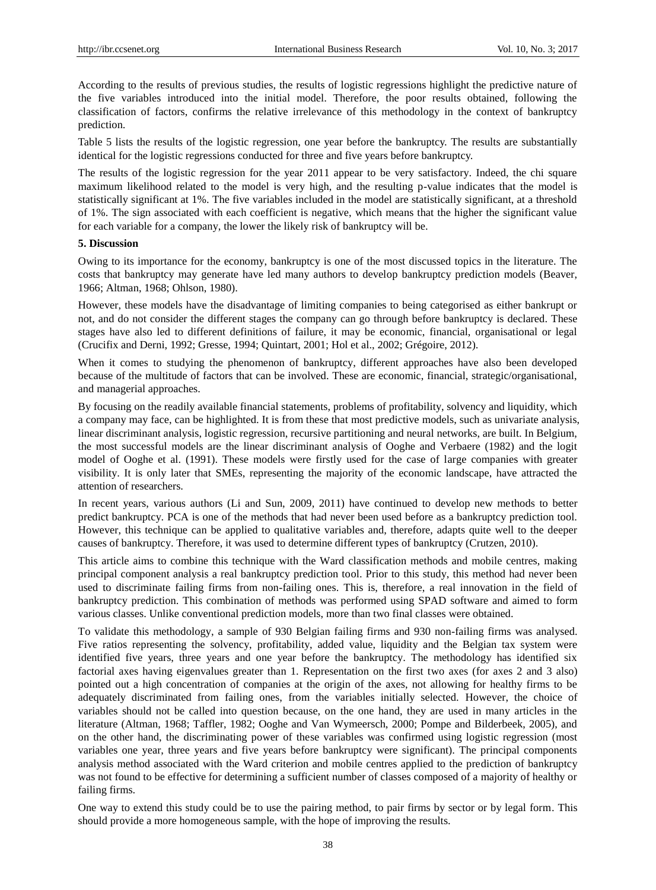According to the results of previous studies, the results of logistic regressions highlight the predictive nature of the five variables introduced into the initial model. Therefore, the poor results obtained, following the classification of factors, confirms the relative irrelevance of this methodology in the context of bankruptcy prediction.

Table 5 lists the results of the logistic regression, one year before the bankruptcy. The results are substantially identical for the logistic regressions conducted for three and five years before bankruptcy.

The results of the logistic regression for the year 2011 appear to be very satisfactory. Indeed, the chi square maximum likelihood related to the model is very high, and the resulting p-value indicates that the model is statistically significant at 1%. The five variables included in the model are statistically significant, at a threshold of 1%. The sign associated with each coefficient is negative, which means that the higher the significant value for each variable for a company, the lower the likely risk of bankruptcy will be.

## 5. Discussion

Owing to its importance for the economy, bankruptcy is one of the most discussed topics in the literature. The costs that bankruptcy may generate have led many authors to develop bankruptcy prediction models (Beaver, 1966; Altman, 1968; Ohlson, 1980).

However, these models have the disadvantage of limiting companies to being categorised as either bankrupt or not, and do not consider the different stages the company can go through before bankruptcy is declared. These stages have also led to different definitions of failure, it may be economic, financial, organisational or legal (Crucifix and Derni, 1992; Gresse, 1994; Quintart, 2001; Hol et al., 2002; Grégoire, 2012).

When it comes to studying the phenomenon of bankruptcy, different approaches have also been developed because of the multitude of factors that can be involved. These are economic, financial, strategic/organisational, and managerial approaches.

By focusing on the readily available financial statements, problems of profitability, solvency and liquidity, which a company may face, can be highlighted. It is from these that most predictive models, such as univariate analysis, linear discriminant analysis, logistic regression, recursive partitioning and neural networks, are built. In Belgium, the most successful models are the linear discriminant analysis of Ooghe and Verbaere (1982) and the logit model of Ooghe et al. (1991). These models were firstly used for the case of large companies with greater visibility. It is only later that SMEs, representing the majority of the economic landscape, have attracted the attention of researchers.

In recent years, various authors (Li and Sun, 2009, 2011) have continued to develop new methods to better predict bankruptcy. PCA is one of the methods that had never been used before as a bankruptcy prediction tool. However, this technique can be applied to qualitative variables and, therefore, adapts quite well to the deeper causes of bankruptcy. Therefore, it was used to determine different types of bankruptcy (Crutzen, 2010).

This article aims to combine this technique with the Ward classification methods and mobile centres, making principal component analysis a real bankruptcy prediction tool. Prior to this study, this method had never been used to discriminate failing firms from non-failing ones. This is, therefore, a real innovation in the field of bankruptcy prediction. This combination of methods was performed using SPAD software and aimed to form various classes. Unlike conventional prediction models, more than two final classes were obtained.

To validate this methodology, a sample of 930 Belgian failing firms and 930 non-failing firms was analysed. Five ratios representing the solvency, profitability, added value, liquidity and the Belgian tax system were identified five years, three years and one year before the bankruptcy. The methodology has identified six factorial axes having eigenvalues greater than 1. Representation on the first two axes (for axes 2 and 3 also) pointed out a high concentration of companies at the origin of the axes, not allowing for healthy firms to be adequately discriminated from failing ones, from the variables initially selected. However, the choice of variables should not be called into question because, on the one hand, they are used in many articles in the literature (Altman, 1968; Taffler, 1982; Ooghe and Van Wymeersch, 2000; Pompe and Bilderbeek, 2005), and on the other hand, the discriminating power of these variables was confirmed using logistic regression (most variables one year, three years and five years before bankruptcy were significant). The principal components analysis method associated with the Ward criterion and mobile centres applied to the prediction of bankruptcy was not found to be effective for determining a sufficient number of classes composed of a majority of healthy or failing firms.

One way to extend this study could be to use the pairing method, to pair firms by sector or by legal form. This should provide a more homogeneous sample, with the hope of improving the results.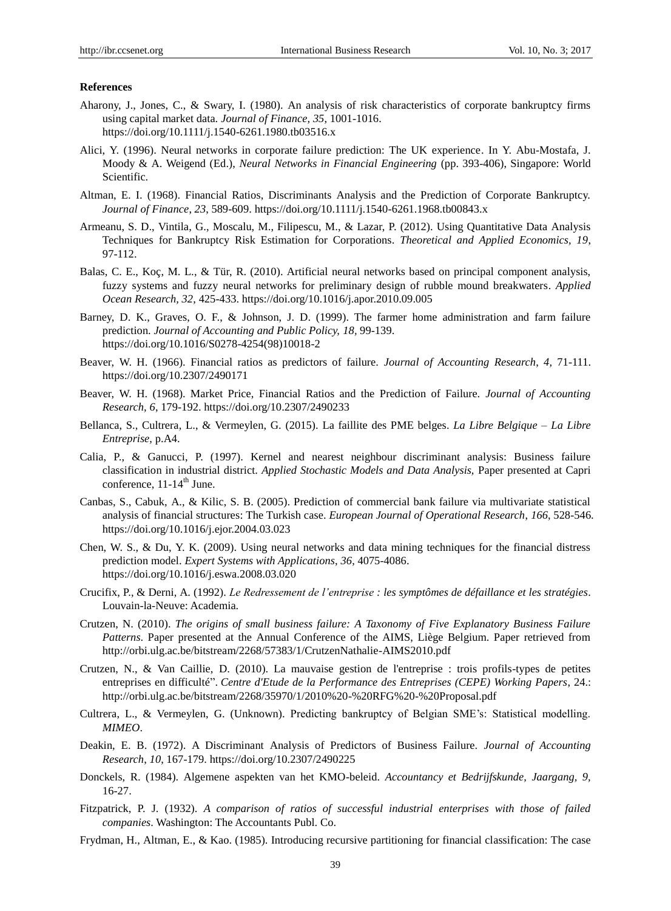**References**

Aharony, J., Jones, C., & Swary, I. (1980). An analysis of risk characteristics of corporate bankruptcy firms using capital market data. *Journal of Finance, 35*, 1001-1016. https://doi.org/10.1111/j.1540-6261.1980.tb03516.x

Alici, Y. (1996). Neural networks in corporate failure prediction: The UK experience. In Y. Abu-Mostafa, J. Moody & A. Weigend (Ed.), *Neural Networks in Financial Engineering* (pp. 393-406), Singapore: World Scientific.

Altman, E. I. (1968). Financial Ratios, Discriminants Analysis and the Prediction of Corporate Bankruptcy. *Journal of Finance*, *23*, 589-609. https://doi.org/10.1111/j.1540-6261.1968.tb00843.x

Armeanu, S. D., Vintila, G., Moscalu, M., Filipescu, M., & Lazar, P. (2012). Using Quantitative Data Analysis Techniques for Bankruptcy Risk Estimation for Corporations. *Theoretical and Applied Economics*, *19*, 97-112.

Balas, C. E., Koç, M. L., & Tür, R. (2010). Artificial neural networks based on principal component analysis, fuzzy systems and fuzzy neural networks for preliminary design of rubble mound breakwaters. *Applied Ocean Research, 32*, 425-433. https://doi.org/10.1016/j.apor.2010.09.005

Barney, D. K., Graves, O. F., & Johnson, J. D. (1999). The farmer home administration and farm failure prediction. *Journal of Accounting and Public Policy, 18*, 99-139. https://doi.org/10.1016/S0278-4254(98)10018-2

Beaver, W. H. (1966). Financial ratios as predictors of failure. *Journal of Accounting Research*, *4*, 71-111. https://doi.org/10.2307/2490171

Beaver, W. H. (1968). Market Price, Financial Ratios and the Prediction of Failure. *Journal of Accounting Research, 6*, 179-192. https://doi.org/10.2307/2490233

Bellanca, S., Cultrera, L., & Vermeylen, G. (2015). La faillite des PME belges. *La Libre Belgique – La Libre Entreprise*, p.A4.

Calia, P., & Ganucci, P. (1997). Kernel and nearest neighbour discriminant analysis: Business failure classification in industrial district. *Applied Stochastic Models and Data Analysis,* Paper presented at Capri conference, 11-14th June.

Canbas, S., Cabuk, A., & Kilic, S. B. (2005). Prediction of commercial bank failure via multivariate statistical analysis of financial structures: The Turkish case. *European Journal of Operational Research*, *166*, 528-546. https://doi.org/10.1016/j.ejor.2004.03.023

Chen, W. S., & Du, Y. K. (2009). Using neural networks and data mining techniques for the financial distress prediction model. *Expert Systems with Applications*, *36*, 4075-4086. https://doi.org/10.1016/j.eswa.2008.03.020

Crucifix, P., & Derni, A. (1992). *Le Redressement de l'entreprise : les symptômes de défaillance et les stratégies*. Louvain-la-Neuve: Academia.

Crutzen, N. (2010). *The origins of small business failure: A Taxonomy of Five Explanatory Business Failure Patterns*. Paper presented at the Annual Conference of the AIMS, Liège Belgium. Paper retrieved from http://orbi.ulg.ac.be/bitstream/2268/57383/1/CrutzenNathalie-AIMS2010.pdf

Crutzen, N., & Van Caillie, D. (2010). La mauvaise gestion de l'entreprise : trois profils-types de petites entreprises en difficulté". *Centre d'Etude de la Performance des Entreprises (CEPE) Working Papers*, 24.: http://orbi.ulg.ac.be/bitstream/2268/35970/1/2010%20-%20RFG%20-%20Proposal.pdf

Cultrera, L., & Vermeylen, G. (Unknown). Predicting bankruptcy of Belgian SME's: Statistical modelling. *MIMEO*.

Deakin, E. B. (1972). A Discriminant Analysis of Predictors of Business Failure. *Journal of Accounting Research*, *10*, 167-179. https://doi.org/10.2307/2490225

Donckels, R. (1984). Algemene aspekten van het KMO-beleid. *Accountancy et Bedrijfskunde, Jaargang, 9*, 16-27.

Fitzpatrick, P. J. (1932). *A comparison of ratios of successful industrial enterprises with those of failed companies*. Washington: The Accountants Publ. Co.

Frydman, H., Altman, E., & Kao. (1985). Introducing recursive partitioning for financial classification: The case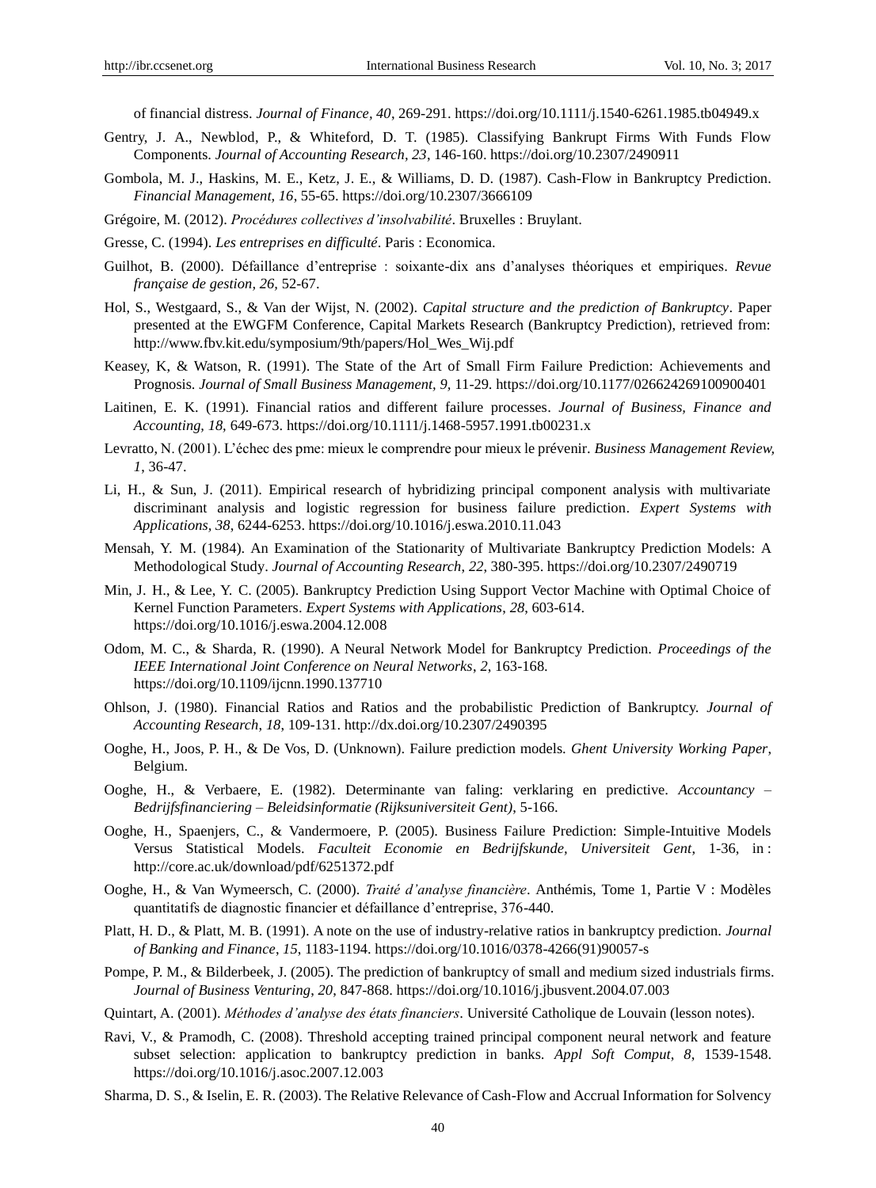of financial distress. *Journal of Finance*, *40*, 269-291. https://doi.org/10.1111/j.1540-6261.1985.tb04949.x

Gentry, J. A., Newblod, P., & Whiteford, D. T. (1985). Classifying Bankrupt Firms With Funds Flow Components. *Journal of Accounting Research*, *23*, 146-160. https://doi.org/10.2307/2490911

Gombola, M. J., Haskins, M. E., Ketz, J. E., & Williams, D. D. (1987). Cash-Flow in Bankruptcy Prediction. *Financial Management*, *16*, 55-65. https://doi.org/10.2307/3666109

Grégoire, M. (2012). *Procédures collectives d'insolvabilité*. Bruxelles : Bruylant.

Gresse, C. (1994). *Les entreprises en difficulté*. Paris : Economica.

Guilhot, B. (2000). Défaillance d'entreprise : soixante-dix ans d'analyses théoriques et empiriques. *Revue française de gestion*, *26*, 52-67.

Hol, S., Westgaard, S., & Van der Wijst, N. (2002). *Capital structure and the prediction of Bankruptcy*. Paper presented at the EWGFM Conference, Capital Markets Research (Bankruptcy Prediction), retrieved from: http://www.fbv.kit.edu/symposium/9th/papers/Hol_Wes_Wij.pdf

Keasey, K, & Watson, R. (1991). The State of the Art of Small Firm Failure Prediction: Achievements and Prognosis. *Journal of Small Business Management*, *9,* 11-29. https://doi.org/10.1177/026624269100900401

Laitinen, E. K. (1991). Financial ratios and different failure processes. *Journal of Business, Finance and Accounting*, *18,* 649-673. https://doi.org/10.1111/j.1468-5957.1991.tb00231.x

Levratto, N. (2001). L'échec des pme: mieux le comprendre pour mieux le prévenir. *Business Management Review*, *1*, 36-47.

Li, H., & Sun, J. (2011). Empirical research of hybridizing principal component analysis with multivariate discriminant analysis and logistic regression for business failure prediction. *Expert Systems with Applications*, *38*, 6244-6253. https://doi.org/10.1016/j.eswa.2010.11.043

Mensah, Y. M. (1984). An Examination of the Stationarity of Multivariate Bankruptcy Prediction Models: A Methodological Study. *Journal of Accounting Research*, *22,* 380-395. https://doi.org/10.2307/2490719

Min, J. H., & Lee, Y. C. (2005). Bankruptcy Prediction Using Support Vector Machine with Optimal Choice of Kernel Function Parameters. *Expert Systems with Applications*, *28*, 603-614. https://doi.org/10.1016/j.eswa.2004.12.008

Odom, M. C., & Sharda, R. (1990). A Neural Network Model for Bankruptcy Prediction. *Proceedings of the IEEE International Joint Conference on Neural Networks*, *2*, 163-168. https://doi.org/10.1109/ijcnn.1990.137710

Ohlson, J. (1980). Financial Ratios and Ratios and the probabilistic Prediction of Bankruptcy. *Journal of Accounting Research*, *18*, 109-131. http://dx.doi.org/10.2307/2490395

Ooghe, H., Joos, P. H., & De Vos, D. (Unknown). Failure prediction models. *Ghent University Working Paper*, Belgium.

Ooghe, H., & Verbaere, E. (1982). Determinante van faling: verklaring en predictive. *Accountancy – Bedrijfsfinanciering – Beleidsinformatie (Rijksuniversiteit Gent)*, 5-166.

Ooghe, H., Spaenjers, C., & Vandermoere, P. (2005). Business Failure Prediction: Simple-Intuitive Models Versus Statistical Models. *Faculteit Economie en Bedrijfskunde, Universiteit Gent*, 1-36, in : http://core.ac.uk/download/pdf/6251372.pdf

Ooghe, H., & Van Wymeersch, C. (2000). *Traité d'analyse financière*. Anthémis, Tome 1, Partie V : Modèles quantitatifs de diagnostic financier et défaillance d'entreprise, 376-440.

Platt, H. D., & Platt, M. B. (1991). A note on the use of industry-relative ratios in bankruptcy prediction. *Journal of Banking and Finance*, *15,* 1183-1194. https://doi.org/10.1016/0378-4266(91)90057-s

Pompe, P. M., & Bilderbeek, J. (2005). The prediction of bankruptcy of small and medium sized industrials firms. *Journal of Business Venturing*, *20*, 847-868. https://doi.org/10.1016/j.jbusvent.2004.07.003

Quintart, A. (2001). *Méthodes d'analyse des états financiers*. Université Catholique de Louvain (lesson notes).

Ravi, V., & Pramodh, C. (2008). Threshold accepting trained principal component neural network and feature subset selection: application to bankruptcy prediction in banks. *Appl Soft Comput*, *8*, 1539-1548. https://doi.org/10.1016/j.asoc.2007.12.003

Sharma, D. S., & Iselin, E. R. (2003). The Relative Relevance of Cash-Flow and Accrual Information for Solvency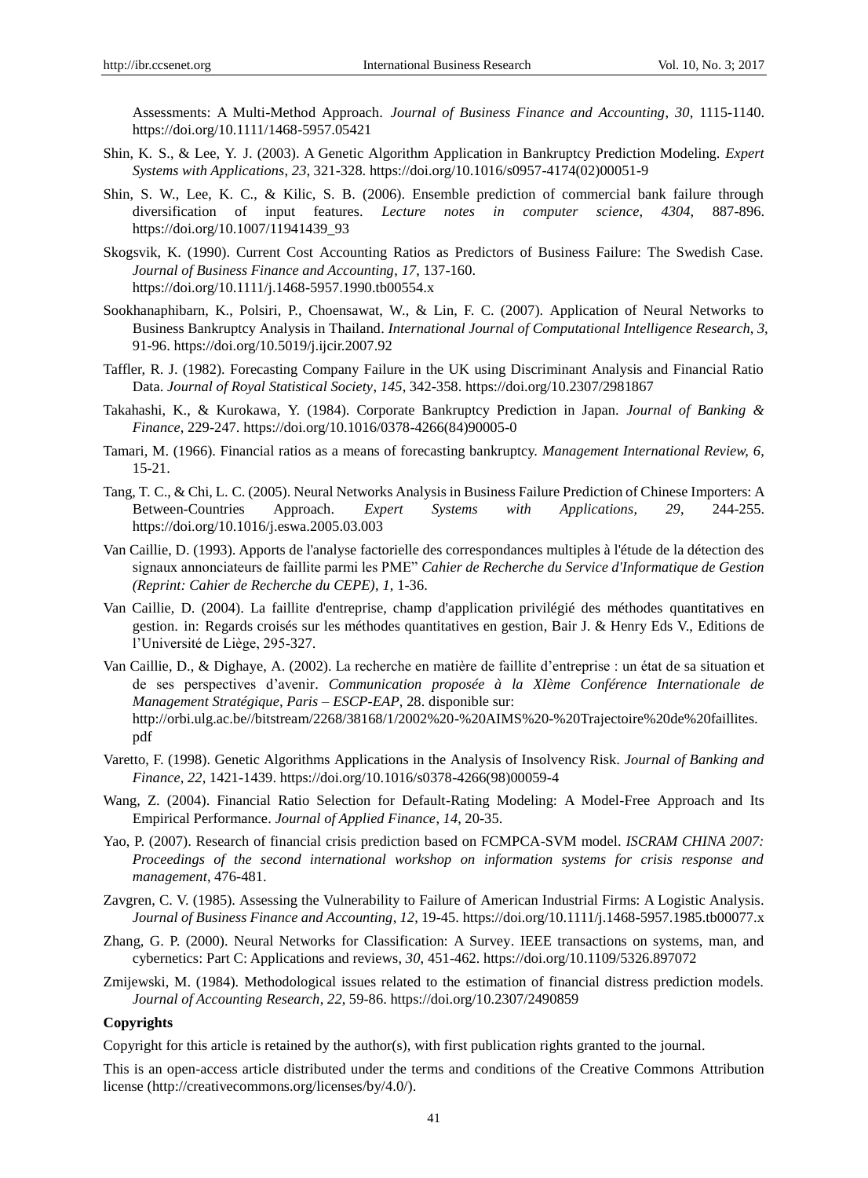Assessments: A Multi-Method Approach. *Journal of Business Finance and Accounting*, *30*, 1115-1140. https://doi.org/10.1111/1468-5957.05421

Shin, K. S., & Lee, Y. J. (2003). A Genetic Algorithm Application in Bankruptcy Prediction Modeling. *Expert Systems with Applications*, *23*, 321-328. https://doi.org/10.1016/s0957-4174(02)00051-9

Shin, S. W., Lee, K. C., & Kilic, S. B. (2006). Ensemble prediction of commercial bank failure through diversification of input features. *Lecture notes in computer science*, *4304*, 887-896. https://doi.org/10.1007/11941439_93

Skogsvik, K. (1990). Current Cost Accounting Ratios as Predictors of Business Failure: The Swedish Case. *Journal of Business Finance and Accounting*, *17*, 137-160. https://doi.org/10.1111/j.1468-5957.1990.tb00554.x

Sookhanaphibarn, K., Polsiri, P., Choensawat, W., & Lin, F. C. (2007). Application of Neural Networks to Business Bankruptcy Analysis in Thailand. *International Journal of Computational Intelligence Research*, *3*, 91-96. https://doi.org/10.5019/j.ijcir.2007.92

Taffler, R. J. (1982). Forecasting Company Failure in the UK using Discriminant Analysis and Financial Ratio Data. *Journal of Royal Statistical Society*, *145*, 342-358. https://doi.org/10.2307/2981867

Takahashi, K., & Kurokawa, Y. (1984). Corporate Bankruptcy Prediction in Japan. *Journal of Banking & Finance*, 229-247. https://doi.org/10.1016/0378-4266(84)90005-0

Tamari, M. (1966). Financial ratios as a means of forecasting bankruptcy. *Management International Review, 6*, 15-21.

Tang, T. C., & Chi, L. C. (2005). Neural Networks Analysis in Business Failure Prediction of Chinese Importers: A Between-Countries Approach. *Expert Systems with Applications*, *29*, 244-255. https://doi.org/10.1016/j.eswa.2005.03.003

Van Caillie, D. (1993). Apports de l'analyse factorielle des correspondances multiples à l'étude de la détection des signaux annonciateurs de faillite parmi les PME" *Cahier de Recherche du Service d'Informatique de Gestion (Reprint: Cahier de Recherche du CEPE)*, *1*, 1-36.

Van Caillie, D. (2004). La faillite d'entreprise, champ d'application privilégié des méthodes quantitatives en gestion. in: Regards croisés sur les méthodes quantitatives en gestion, Bair J. & Henry Eds V., Editions de l'Université de Liège, 295-327.

Van Caillie, D., & Dighaye, A. (2002). La recherche en matière de faillite d'entreprise : un état de sa situation et de ses perspectives d'avenir. *Communication proposée à la XIème Conférence Internationale de Management Stratégique, Paris – ESCP-EAP*, 28. disponible sur: http://orbi.ulg.ac.be//bitstream/2268/38168/1/2002%20-%20AIMS%20-%20Trajectoire%20de%20faillites.pdf

Varetto, F. (1998). Genetic Algorithms Applications in the Analysis of Insolvency Risk. *Journal of Banking and Finance*, *22*, 1421-1439. https://doi.org/10.1016/s0378-4266(98)00059-4

Wang, Z. (2004). Financial Ratio Selection for Default-Rating Modeling: A Model-Free Approach and Its Empirical Performance. *Journal of Applied Finance*, *14*, 20-35.

Yao, P. (2007). Research of financial crisis prediction based on FCMPCA-SVM model. *ISCRAM CHINA 2007: Proceedings of the second international workshop on information systems for crisis response and management*, 476-481.

Zavgren, C. V. (1985). Assessing the Vulnerability to Failure of American Industrial Firms: A Logistic Analysis. *Journal of Business Finance and Accounting*, *12*, 19-45. https://doi.org/10.1111/j.1468-5957.1985.tb00077.x

Zhang, G. P. (2000). Neural Networks for Classification: A Survey. IEEE transactions on systems, man, and cybernetics: Part C: Applications and reviews, *30*, 451-462. https://doi.org/10.1109/5326.897072

Zmijewski, M. (1984). Methodological issues related to the estimation of financial distress prediction models. *Journal of Accounting Research*, *22*, 59-86. https://doi.org/10.2307/2490859

**Copyrights**

Copyright for this article is retained by the author(s), with first publication rights granted to the journal.

This is an open-access article distributed under the terms and conditions of the Creative Commons Attribution license (http://creativecommons.org/licenses/by/4.0/).